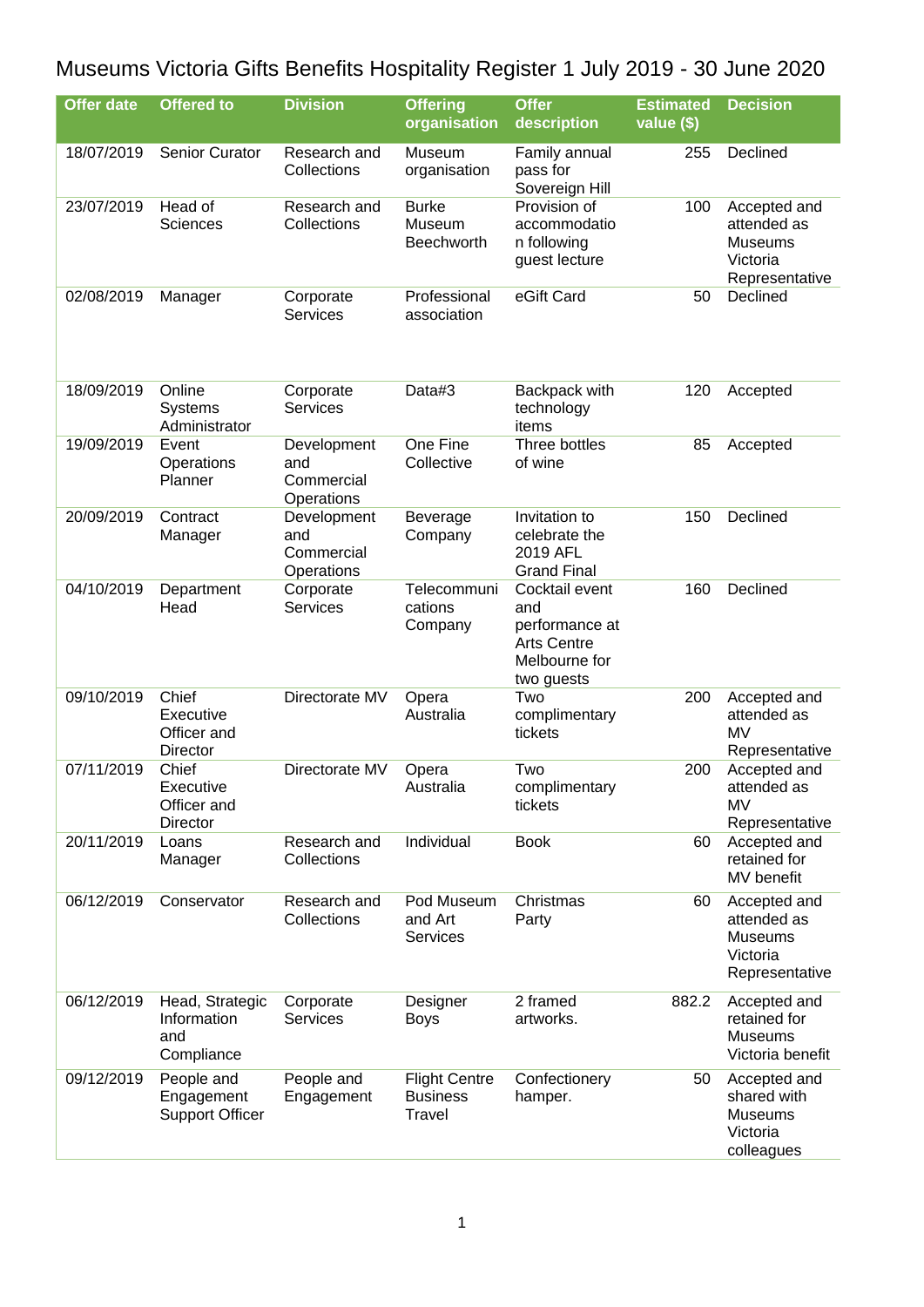# Museums Victoria Gifts Benefits Hospitality Register 1 July 2019 - 30 June 2020

| Offer date | Offered to | Division | Offering organisation | Offer description | Estimated value ($) | Decision |
|---|---|---|---|---|---|---|
| 18/07/2019 | Senior Curator | Research and Collections | Museum organisation | Family annual pass for Sovereign Hill | 255 | Declined |
| 23/07/2019 | Head of Sciences | Research and Collections | Burke Museum Beechworth | Provision of accommodation following guest lecture | 100 | Accepted and attended as Museums Victoria Representative |
| 02/08/2019 | Manager | Corporate Services | Professional association | eGift Card | 50 | Declined |
| 18/09/2019 | Online Systems Administrator | Corporate Services | Data#3 | Backpack with technology items | 120 | Accepted |
| 19/09/2019 | Event Operations Planner | Development and Commercial Operations | One Fine Collective | Three bottles of wine | 85 | Accepted |
| 20/09/2019 | Contract Manager | Development and Commercial Operations | Beverage Company | Invitation to celebrate the 2019 AFL Grand Final | 150 | Declined |
| 04/10/2019 | Department Head | Corporate Services | Telecommunications Company | Cocktail event and performance at Arts Centre Melbourne for two guests | 160 | Declined |
| 09/10/2019 | Chief Executive Officer and Director | Directorate MV | Opera Australia | Two complimentary tickets | 200 | Accepted and attended as MV Representative |
| 07/11/2019 | Chief Executive Officer and Director | Directorate MV | Opera Australia | Two complimentary tickets | 200 | Accepted and attended as MV Representative |
| 20/11/2019 | Loans Manager | Research and Collections | Individual | Book | 60 | Accepted and retained for MV benefit |
| 06/12/2019 | Conservator | Research and Collections | Pod Museum and Art Services | Christmas Party | 60 | Accepted and attended as Museums Victoria Representative |
| 06/12/2019 | Head, Strategic Information and Compliance | Corporate Services | Designer Boys | 2 framed artworks. | 882.2 | Accepted and retained for Museums Victoria benefit |
| 09/12/2019 | People and Engagement Support Officer | People and Engagement | Flight Centre Business Travel | Confectionery hamper. | 50 | Accepted and shared with Museums Victoria colleagues |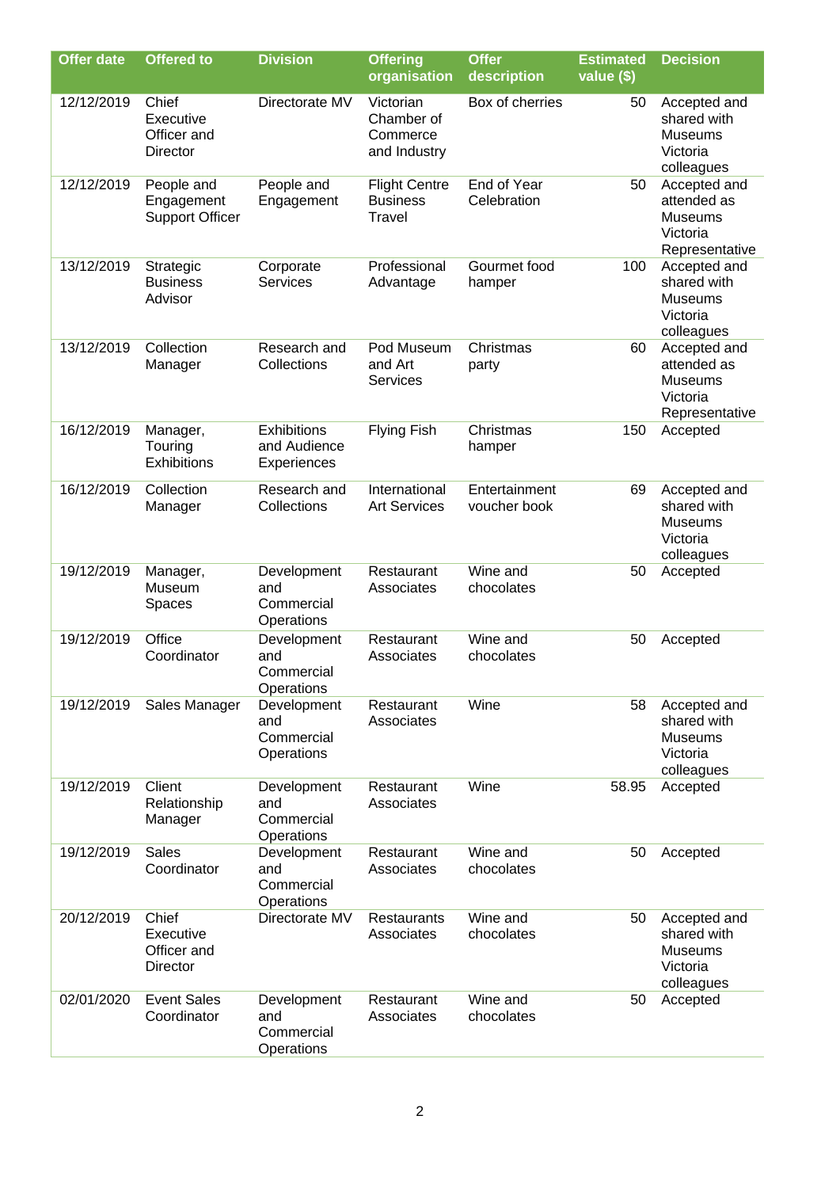| Offer date | Offered to | Division | Offering organisation | Offer description | Estimated value ($) | Decision |
|---|---|---|---|---|---|---|
| 12/12/2019 | Chief Executive Officer and Director | Directorate MV | Victorian Chamber of Commerce and Industry | Box of cherries | 50 | Accepted and shared with Museums Victoria colleagues |
| 12/12/2019 | People and Engagement Support Officer | People and Engagement | Flight Centre Business Travel | End of Year Celebration | 50 | Accepted and attended as Museums Victoria Representative |
| 13/12/2019 | Strategic Business Advisor | Corporate Services | Professional Advantage | Gourmet food hamper | 100 | Accepted and shared with Museums Victoria colleagues |
| 13/12/2019 | Collection Manager | Research and Collections | Pod Museum and Art Services | Christmas party | 60 | Accepted and attended as Museums Victoria Representative |
| 16/12/2019 | Manager, Touring Exhibitions | Exhibitions and Audience Experiences | Flying Fish | Christmas hamper | 150 | Accepted |
| 16/12/2019 | Collection Manager | Research and Collections | International Art Services | Entertainment voucher book | 69 | Accepted and shared with Museums Victoria colleagues |
| 19/12/2019 | Manager, Museum Spaces | Development and Commercial Operations | Restaurant Associates | Wine and chocolates | 50 | Accepted |
| 19/12/2019 | Office Coordinator | Development and Commercial Operations | Restaurant Associates | Wine and chocolates | 50 | Accepted |
| 19/12/2019 | Sales Manager | Development and Commercial Operations | Restaurant Associates | Wine | 58 | Accepted and shared with Museums Victoria colleagues |
| 19/12/2019 | Client Relationship Manager | Development and Commercial Operations | Restaurant Associates | Wine | 58.95 | Accepted |
| 19/12/2019 | Sales Coordinator | Development and Commercial Operations | Restaurant Associates | Wine and chocolates | 50 | Accepted |
| 20/12/2019 | Chief Executive Officer and Director | Directorate MV | Restaurants Associates | Wine and chocolates | 50 | Accepted and shared with Museums Victoria colleagues |
| 02/01/2020 | Event Sales Coordinator | Development and Commercial Operations | Restaurant Associates | Wine and chocolates | 50 | Accepted |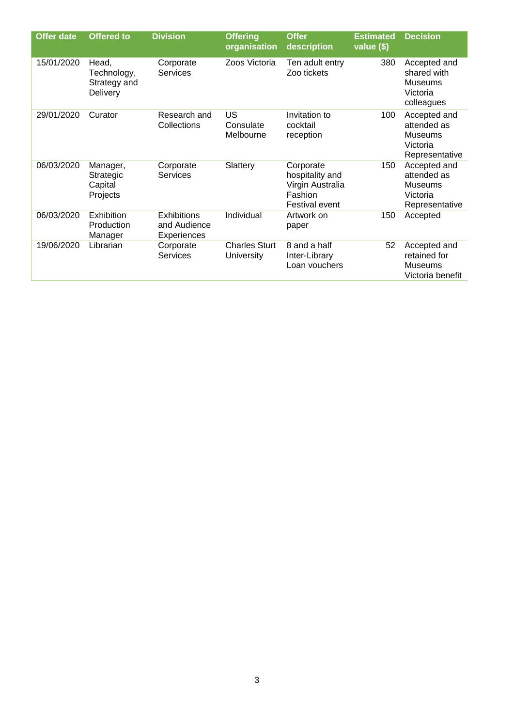| Offer date | Offered to | Division | Offering organisation | Offer description | Estimated value ($) | Decision |
|---|---|---|---|---|---|---|
| 15/01/2020 | Head, Technology, Strategy and Delivery | Corporate Services | Zoos Victoria | Ten adult entry Zoo tickets | 380 | Accepted and shared with Museums Victoria colleagues |
| 29/01/2020 | Curator | Research and Collections | US Consulate Melbourne | Invitation to cocktail reception | 100 | Accepted and attended as Museums Victoria Representative |
| 06/03/2020 | Manager, Strategic Capital Projects | Corporate Services | Slattery | Corporate hospitality and Virgin Australia Fashion Festival event | 150 | Accepted and attended as Museums Victoria Representative |
| 06/03/2020 | Exhibition Production Manager | Exhibitions and Audience Experiences | Individual | Artwork on paper | 150 | Accepted |
| 19/06/2020 | Librarian | Corporate Services | Charles Sturt University | 8 and a half Inter-Library Loan vouchers | 52 | Accepted and retained for Museums Victoria benefit |